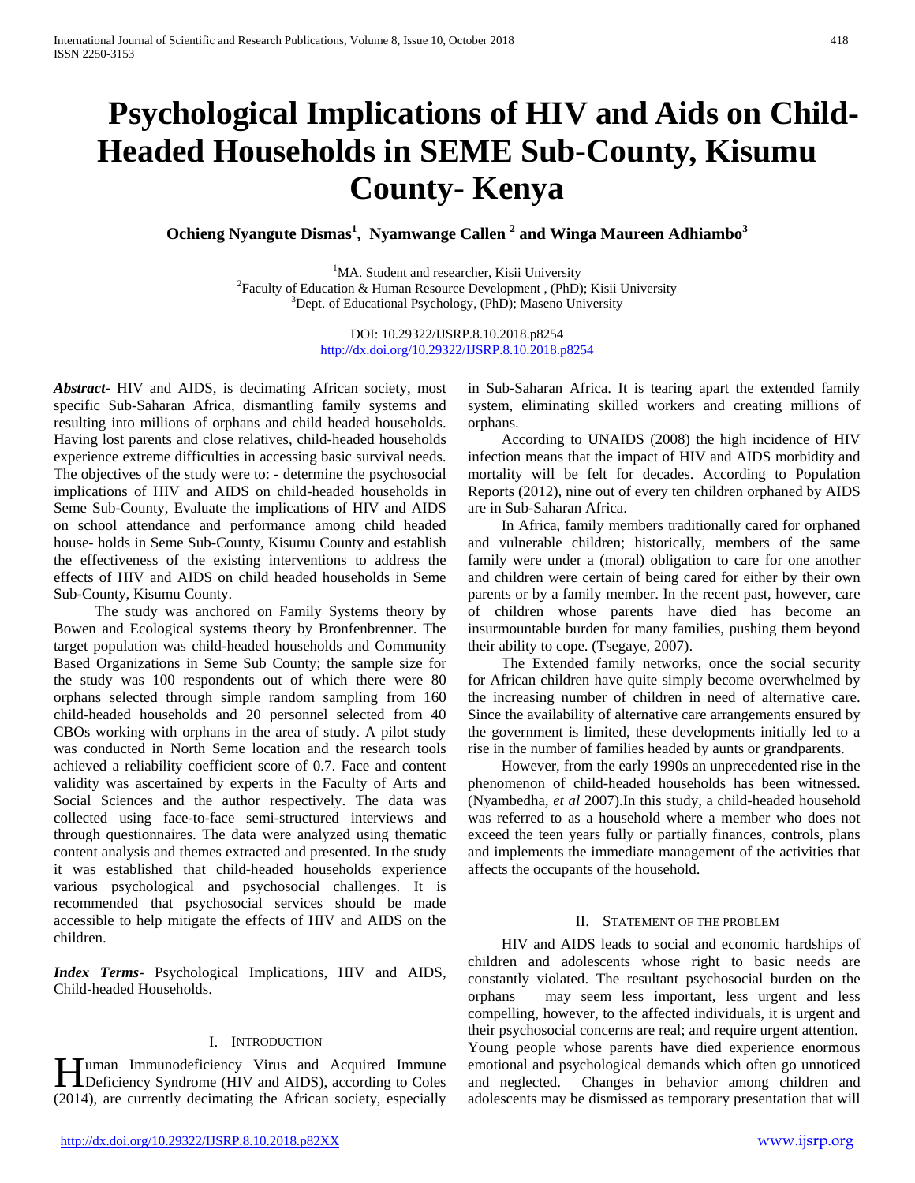# Psychological Implications of HIV and Aids on Child-Headed Households in SEME Sub-County, Kisumu County- Kenya

**Ochieng Nyangute Dismas[1], Nyamwange Callen [2] and Winga Maureen Adhiambo[3]**

[1]MA. Student and researcher, Kisii University
[2]Faculty of Education & Human Resource Development , (PhD); Kisii University
[3]Dept. of Educational Psychology, (PhD); Maseno University

DOI: 10.29322/IJSRP.8.10.2018.p8254
http://dx.doi.org/10.29322/IJSRP.8.10.2018.p8254

***Abstract***- HIV and AIDS, is decimating African society, most specific Sub-Saharan Africa, dismantling family systems and resulting into millions of orphans and child headed households. Having lost parents and close relatives, child-headed households experience extreme difficulties in accessing basic survival needs. The objectives of the study were to: - determine the psychosocial implications of HIV and AIDS on child-headed households in Seme Sub-County, Evaluate the implications of HIV and AIDS on school attendance and performance among child headed house- holds in Seme Sub-County, Kisumu County and establish the effectiveness of the existing interventions to address the effects of HIV and AIDS on child headed households in Seme Sub-County, Kisumu County.

The study was anchored on Family Systems theory by Bowen and Ecological systems theory by Bronfenbrenner. The target population was child-headed households and Community Based Organizations in Seme Sub County; the sample size for the study was 100 respondents out of which there were 80 orphans selected through simple random sampling from 160 child-headed households and 20 personnel selected from 40 CBOs working with orphans in the area of study. A pilot study was conducted in North Seme location and the research tools achieved a reliability coefficient score of 0.7. Face and content validity was ascertained by experts in the Faculty of Arts and Social Sciences and the author respectively. The data was collected using face-to-face semi-structured interviews and through questionnaires. The data were analyzed using thematic content analysis and themes extracted and presented. In the study it was established that child-headed households experience various psychological and psychosocial challenges. It is recommended that psychosocial services should be made accessible to help mitigate the effects of HIV and AIDS on the children.

***Index Terms***- Psychological Implications, HIV and AIDS, Child-headed Households.

## I. Introduction

Human Immunodeficiency Virus and Acquired Immune Deficiency Syndrome (HIV and AIDS), according to Coles (2014), are currently decimating the African society, especially in Sub-Saharan Africa. It is tearing apart the extended family system, eliminating skilled workers and creating millions of orphans.

According to UNAIDS (2008) the high incidence of HIV infection means that the impact of HIV and AIDS morbidity and mortality will be felt for decades. According to Population Reports (2012), nine out of every ten children orphaned by AIDS are in Sub-Saharan Africa.

In Africa, family members traditionally cared for orphaned and vulnerable children; historically, members of the same family were under a (moral) obligation to care for one another and children were certain of being cared for either by their own parents or by a family member. In the recent past, however, care of children whose parents have died has become an insurmountable burden for many families, pushing them beyond their ability to cope. (Tsegaye, 2007).

The Extended family networks, once the social security for African children have quite simply become overwhelmed by the increasing number of children in need of alternative care. Since the availability of alternative care arrangements ensured by the government is limited, these developments initially led to a rise in the number of families headed by aunts or grandparents.

However, from the early 1990s an unprecedented rise in the phenomenon of child-headed households has been witnessed. (Nyambedha, *et al* 2007).In this study, a child-headed household was referred to as a household where a member who does not exceed the teen years fully or partially finances, controls, plans and implements the immediate management of the activities that affects the occupants of the household.

## II. Statement of the Problem

HIV and AIDS leads to social and economic hardships of children and adolescents whose right to basic needs are constantly violated. The resultant psychosocial burden on the orphans may seem less important, less urgent and less compelling, however, to the affected individuals, it is urgent and their psychosocial concerns are real; and require urgent attention. Young people whose parents have died experience enormous emotional and psychological demands which often go unnoticed and neglected. Changes in behavior among children and adolescents may be dismissed as temporary presentation that will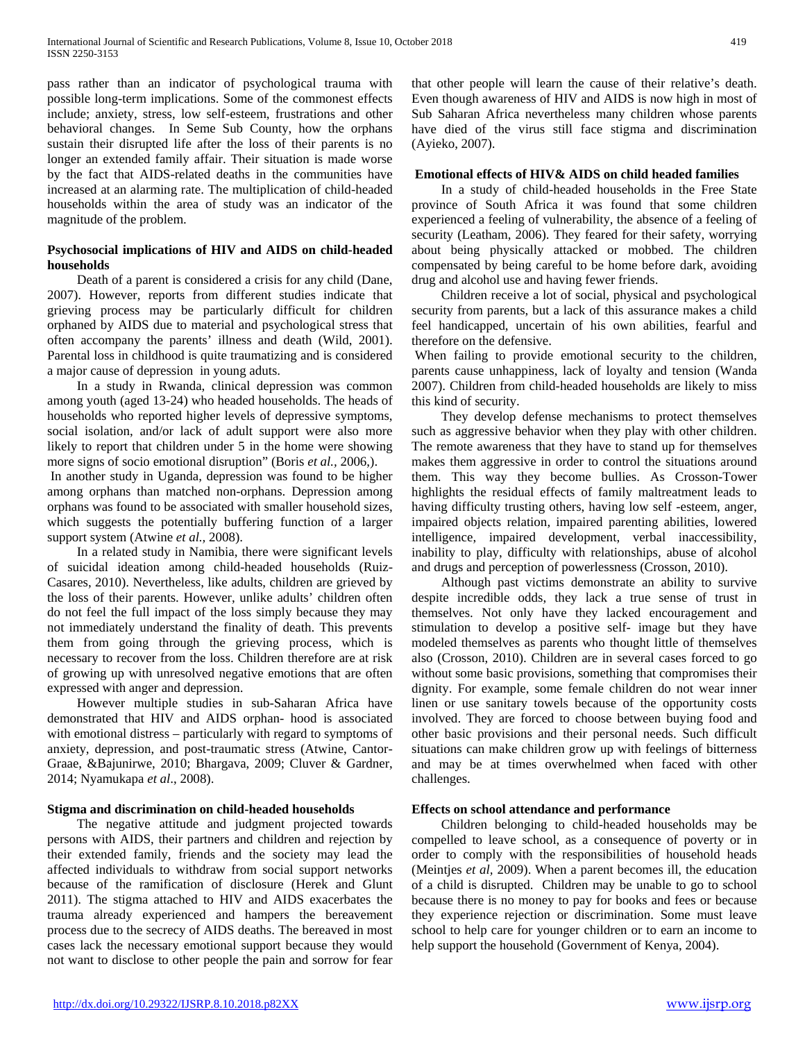pass rather than an indicator of psychological trauma with possible long-term implications. Some of the commonest effects include; anxiety, stress, low self-esteem, frustrations and other behavioral changes. In Seme Sub County, how the orphans sustain their disrupted life after the loss of their parents is no longer an extended family affair. Their situation is made worse by the fact that AIDS-related deaths in the communities have increased at an alarming rate. The multiplication of child-headed households within the area of study was an indicator of the magnitude of the problem.

**Psychosocial implications of HIV and AIDS on child-headed households**

Death of a parent is considered a crisis for any child (Dane, 2007). However, reports from different studies indicate that grieving process may be particularly difficult for children orphaned by AIDS due to material and psychological stress that often accompany the parents' illness and death (Wild, 2001). Parental loss in childhood is quite traumatizing and is considered a major cause of depression in young aduts.

In a study in Rwanda, clinical depression was common among youth (aged 13-24) who headed households. The heads of households who reported higher levels of depressive symptoms, social isolation, and/or lack of adult support were also more likely to report that children under 5 in the home were showing more signs of socio emotional disruption" (Boris *et al.,* 2006,).

In another study in Uganda, depression was found to be higher among orphans than matched non-orphans. Depression among orphans was found to be associated with smaller household sizes, which suggests the potentially buffering function of a larger support system (Atwine *et al.,* 2008).

In a related study in Namibia, there were significant levels of suicidal ideation among child-headed households (Ruiz-Casares, 2010). Nevertheless, like adults, children are grieved by the loss of their parents. However, unlike adults' children often do not feel the full impact of the loss simply because they may not immediately understand the finality of death. This prevents them from going through the grieving process, which is necessary to recover from the loss. Children therefore are at risk of growing up with unresolved negative emotions that are often expressed with anger and depression.

However multiple studies in sub-Saharan Africa have demonstrated that HIV and AIDS orphan- hood is associated with emotional distress – particularly with regard to symptoms of anxiety, depression, and post-traumatic stress (Atwine, Cantor-Graae, &Bajunirwe, 2010; Bhargava, 2009; Cluver & Gardner, 2014; Nyamukapa *et al*., 2008).

**Stigma and discrimination on child-headed households**

The negative attitude and judgment projected towards persons with AIDS, their partners and children and rejection by their extended family, friends and the society may lead the affected individuals to withdraw from social support networks because of the ramification of disclosure (Herek and Glunt 2011). The stigma attached to HIV and AIDS exacerbates the trauma already experienced and hampers the bereavement process due to the secrecy of AIDS deaths. The bereaved in most cases lack the necessary emotional support because they would not want to disclose to other people the pain and sorrow for fear that other people will learn the cause of their relative's death. Even though awareness of HIV and AIDS is now high in most of Sub Saharan Africa nevertheless many children whose parents have died of the virus still face stigma and discrimination (Ayieko, 2007).

**Emotional effects of HIV& AIDS on child headed families**

In a study of child-headed households in the Free State province of South Africa it was found that some children experienced a feeling of vulnerability, the absence of a feeling of security (Leatham, 2006). They feared for their safety, worrying about being physically attacked or mobbed. The children compensated by being careful to be home before dark, avoiding drug and alcohol use and having fewer friends.

Children receive a lot of social, physical and psychological security from parents, but a lack of this assurance makes a child feel handicapped, uncertain of his own abilities, fearful and therefore on the defensive.

When failing to provide emotional security to the children, parents cause unhappiness, lack of loyalty and tension (Wanda 2007). Children from child-headed households are likely to miss this kind of security.

They develop defense mechanisms to protect themselves such as aggressive behavior when they play with other children. The remote awareness that they have to stand up for themselves makes them aggressive in order to control the situations around them. This way they become bullies. As Crosson-Tower highlights the residual effects of family maltreatment leads to having difficulty trusting others, having low self -esteem, anger, impaired objects relation, impaired parenting abilities, lowered intelligence, impaired development, verbal inaccessibility, inability to play, difficulty with relationships, abuse of alcohol and drugs and perception of powerlessness (Crosson, 2010).

Although past victims demonstrate an ability to survive despite incredible odds, they lack a true sense of trust in themselves. Not only have they lacked encouragement and stimulation to develop a positive self- image but they have modeled themselves as parents who thought little of themselves also (Crosson, 2010). Children are in several cases forced to go without some basic provisions, something that compromises their dignity. For example, some female children do not wear inner linen or use sanitary towels because of the opportunity costs involved. They are forced to choose between buying food and other basic provisions and their personal needs. Such difficult situations can make children grow up with feelings of bitterness and may be at times overwhelmed when faced with other challenges.

**Effects on school attendance and performance**

Children belonging to child-headed households may be compelled to leave school, as a consequence of poverty or in order to comply with the responsibilities of household heads (Meintjes *et al,* 2009). When a parent becomes ill, the education of a child is disrupted. Children may be unable to go to school because there is no money to pay for books and fees or because they experience rejection or discrimination. Some must leave school to help care for younger children or to earn an income to help support the household (Government of Kenya, 2004).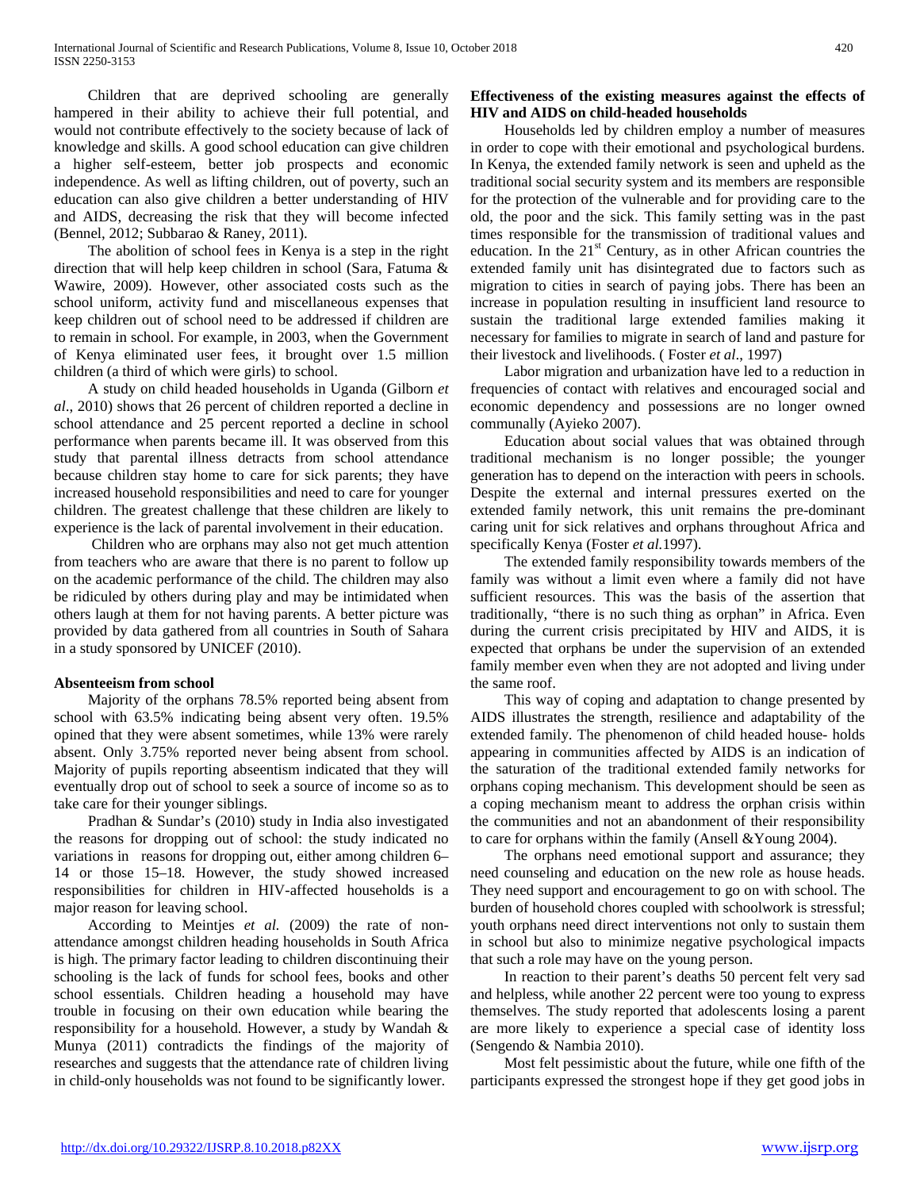Children that are deprived schooling are generally hampered in their ability to achieve their full potential, and would not contribute effectively to the society because of lack of knowledge and skills. A good school education can give children a higher self-esteem, better job prospects and economic independence. As well as lifting children, out of poverty, such an education can also give children a better understanding of HIV and AIDS, decreasing the risk that they will become infected (Bennel, 2012; Subbarao & Raney, 2011).

The abolition of school fees in Kenya is a step in the right direction that will help keep children in school (Sara, Fatuma & Wawire, 2009). However, other associated costs such as the school uniform, activity fund and miscellaneous expenses that keep children out of school need to be addressed if children are to remain in school. For example, in 2003, when the Government of Kenya eliminated user fees, it brought over 1.5 million children (a third of which were girls) to school.

A study on child headed households in Uganda (Gilborn *et al*., 2010) shows that 26 percent of children reported a decline in school attendance and 25 percent reported a decline in school performance when parents became ill. It was observed from this study that parental illness detracts from school attendance because children stay home to care for sick parents; they have increased household responsibilities and need to care for younger children. The greatest challenge that these children are likely to experience is the lack of parental involvement in their education.

Children who are orphans may also not get much attention from teachers who are aware that there is no parent to follow up on the academic performance of the child. The children may also be ridiculed by others during play and may be intimidated when others laugh at them for not having parents. A better picture was provided by data gathered from all countries in South of Sahara in a study sponsored by UNICEF (2010).

**Absenteeism from school**

Majority of the orphans 78.5% reported being absent from school with 63.5% indicating being absent very often. 19.5% opined that they were absent sometimes, while 13% were rarely absent. Only 3.75% reported never being absent from school. Majority of pupils reporting abseentism indicated that they will eventually drop out of school to seek a source of income so as to take care for their younger siblings.

Pradhan & Sundar's (2010) study in India also investigated the reasons for dropping out of school: the study indicated no variations in reasons for dropping out, either among children 6–14 or those 15–18. However, the study showed increased responsibilities for children in HIV-affected households is a major reason for leaving school.

According to Meintjes *et al.* (2009) the rate of non-attendance amongst children heading households in South Africa is high. The primary factor leading to children discontinuing their schooling is the lack of funds for school fees, books and other school essentials. Children heading a household may have trouble in focusing on their own education while bearing the responsibility for a household. However, a study by Wandah & Munya (2011) contradicts the findings of the majority of researches and suggests that the attendance rate of children living in child-only households was not found to be significantly lower.

**Effectiveness of the existing measures against the effects of HIV and AIDS on child-headed households**

Households led by children employ a number of measures in order to cope with their emotional and psychological burdens. In Kenya, the extended family network is seen and upheld as the traditional social security system and its members are responsible for the protection of the vulnerable and for providing care to the old, the poor and the sick. This family setting was in the past times responsible for the transmission of traditional values and education. In the 21st Century, as in other African countries the extended family unit has disintegrated due to factors such as migration to cities in search of paying jobs. There has been an increase in population resulting in insufficient land resource to sustain the traditional large extended families making it necessary for families to migrate in search of land and pasture for their livestock and livelihoods. ( Foster *et al*., 1997)

Labor migration and urbanization have led to a reduction in frequencies of contact with relatives and encouraged social and economic dependency and possessions are no longer owned communally (Ayieko 2007).

Education about social values that was obtained through traditional mechanism is no longer possible; the younger generation has to depend on the interaction with peers in schools. Despite the external and internal pressures exerted on the extended family network, this unit remains the pre-dominant caring unit for sick relatives and orphans throughout Africa and specifically Kenya (Foster *et al.*1997).

The extended family responsibility towards members of the family was without a limit even where a family did not have sufficient resources. This was the basis of the assertion that traditionally, "there is no such thing as orphan" in Africa. Even during the current crisis precipitated by HIV and AIDS, it is expected that orphans be under the supervision of an extended family member even when they are not adopted and living under the same roof.

This way of coping and adaptation to change presented by AIDS illustrates the strength, resilience and adaptability of the extended family. The phenomenon of child headed house- holds appearing in communities affected by AIDS is an indication of the saturation of the traditional extended family networks for orphans coping mechanism. This development should be seen as a coping mechanism meant to address the orphan crisis within the communities and not an abandonment of their responsibility to care for orphans within the family (Ansell &Young 2004).

The orphans need emotional support and assurance; they need counseling and education on the new role as house heads. They need support and encouragement to go on with school. The burden of household chores coupled with schoolwork is stressful; youth orphans need direct interventions not only to sustain them in school but also to minimize negative psychological impacts that such a role may have on the young person.

In reaction to their parent's deaths 50 percent felt very sad and helpless, while another 22 percent were too young to express themselves. The study reported that adolescents losing a parent are more likely to experience a special case of identity loss (Sengendo & Nambia 2010).

Most felt pessimistic about the future, while one fifth of the participants expressed the strongest hope if they get good jobs in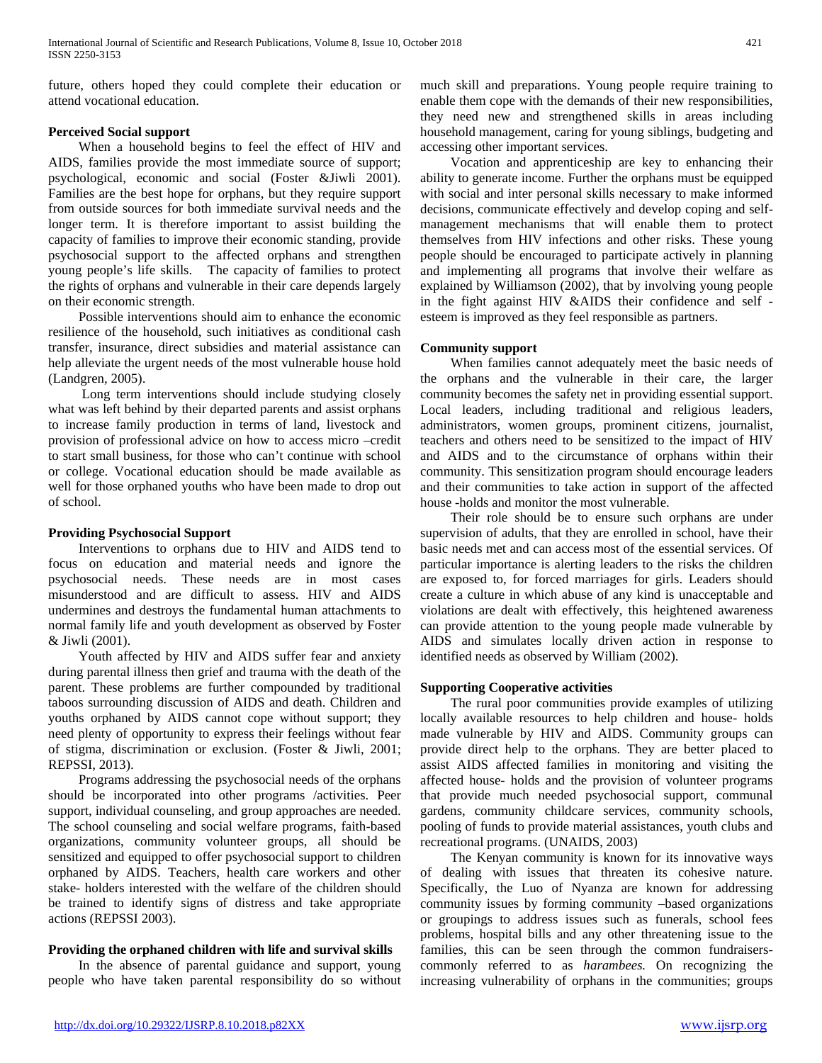future, others hoped they could complete their education or attend vocational education.

### Perceived Social support

When a household begins to feel the effect of HIV and AIDS, families provide the most immediate source of support; psychological, economic and social (Foster &Jiwli 2001). Families are the best hope for orphans, but they require support from outside sources for both immediate survival needs and the longer term. It is therefore important to assist building the capacity of families to improve their economic standing, provide psychosocial support to the affected orphans and strengthen young people's life skills. The capacity of families to protect the rights of orphans and vulnerable in their care depends largely on their economic strength.

Possible interventions should aim to enhance the economic resilience of the household, such initiatives as conditional cash transfer, insurance, direct subsidies and material assistance can help alleviate the urgent needs of the most vulnerable house hold (Landgren, 2005).

Long term interventions should include studying closely what was left behind by their departed parents and assist orphans to increase family production in terms of land, livestock and provision of professional advice on how to access micro –credit to start small business, for those who can't continue with school or college. Vocational education should be made available as well for those orphaned youths who have been made to drop out of school.

### Providing Psychosocial Support

Interventions to orphans due to HIV and AIDS tend to focus on education and material needs and ignore the psychosocial needs. These needs are in most cases misunderstood and are difficult to assess. HIV and AIDS undermines and destroys the fundamental human attachments to normal family life and youth development as observed by Foster & Jiwli (2001).

Youth affected by HIV and AIDS suffer fear and anxiety during parental illness then grief and trauma with the death of the parent. These problems are further compounded by traditional taboos surrounding discussion of AIDS and death. Children and youths orphaned by AIDS cannot cope without support; they need plenty of opportunity to express their feelings without fear of stigma, discrimination or exclusion. (Foster & Jiwli, 2001; REPSSI, 2013).

Programs addressing the psychosocial needs of the orphans should be incorporated into other programs /activities. Peer support, individual counseling, and group approaches are needed. The school counseling and social welfare programs, faith-based organizations, community volunteer groups, all should be sensitized and equipped to offer psychosocial support to children orphaned by AIDS. Teachers, health care workers and other stake- holders interested with the welfare of the children should be trained to identify signs of distress and take appropriate actions (REPSSI 2003).

### Providing the orphaned children with life and survival skills

In the absence of parental guidance and support, young people who have taken parental responsibility do so without much skill and preparations. Young people require training to enable them cope with the demands of their new responsibilities, they need new and strengthened skills in areas including household management, caring for young siblings, budgeting and accessing other important services.

Vocation and apprenticeship are key to enhancing their ability to generate income. Further the orphans must be equipped with social and inter personal skills necessary to make informed decisions, communicate effectively and develop coping and self-management mechanisms that will enable them to protect themselves from HIV infections and other risks. These young people should be encouraged to participate actively in planning and implementing all programs that involve their welfare as explained by Williamson (2002), that by involving young people in the fight against HIV &AIDS their confidence and self - esteem is improved as they feel responsible as partners.

### Community support

When families cannot adequately meet the basic needs of the orphans and the vulnerable in their care, the larger community becomes the safety net in providing essential support. Local leaders, including traditional and religious leaders, administrators, women groups, prominent citizens, journalist, teachers and others need to be sensitized to the impact of HIV and AIDS and to the circumstance of orphans within their community. This sensitization program should encourage leaders and their communities to take action in support of the affected house -holds and monitor the most vulnerable.

Their role should be to ensure such orphans are under supervision of adults, that they are enrolled in school, have their basic needs met and can access most of the essential services. Of particular importance is alerting leaders to the risks the children are exposed to, for forced marriages for girls. Leaders should create a culture in which abuse of any kind is unacceptable and violations are dealt with effectively, this heightened awareness can provide attention to the young people made vulnerable by AIDS and simulates locally driven action in response to identified needs as observed by William (2002).

### Supporting Cooperative activities

The rural poor communities provide examples of utilizing locally available resources to help children and house- holds made vulnerable by HIV and AIDS. Community groups can provide direct help to the orphans. They are better placed to assist AIDS affected families in monitoring and visiting the affected house- holds and the provision of volunteer programs that provide much needed psychosocial support, communal gardens, community childcare services, community schools, pooling of funds to provide material assistances, youth clubs and recreational programs. (UNAIDS, 2003)

The Kenyan community is known for its innovative ways of dealing with issues that threaten its cohesive nature. Specifically, the Luo of Nyanza are known for addressing community issues by forming community –based organizations or groupings to address issues such as funerals, school fees problems, hospital bills and any other threatening issue to the families, this can be seen through the common fundraisers- commonly referred to as *harambees.* On recognizing the increasing vulnerability of orphans in the communities; groups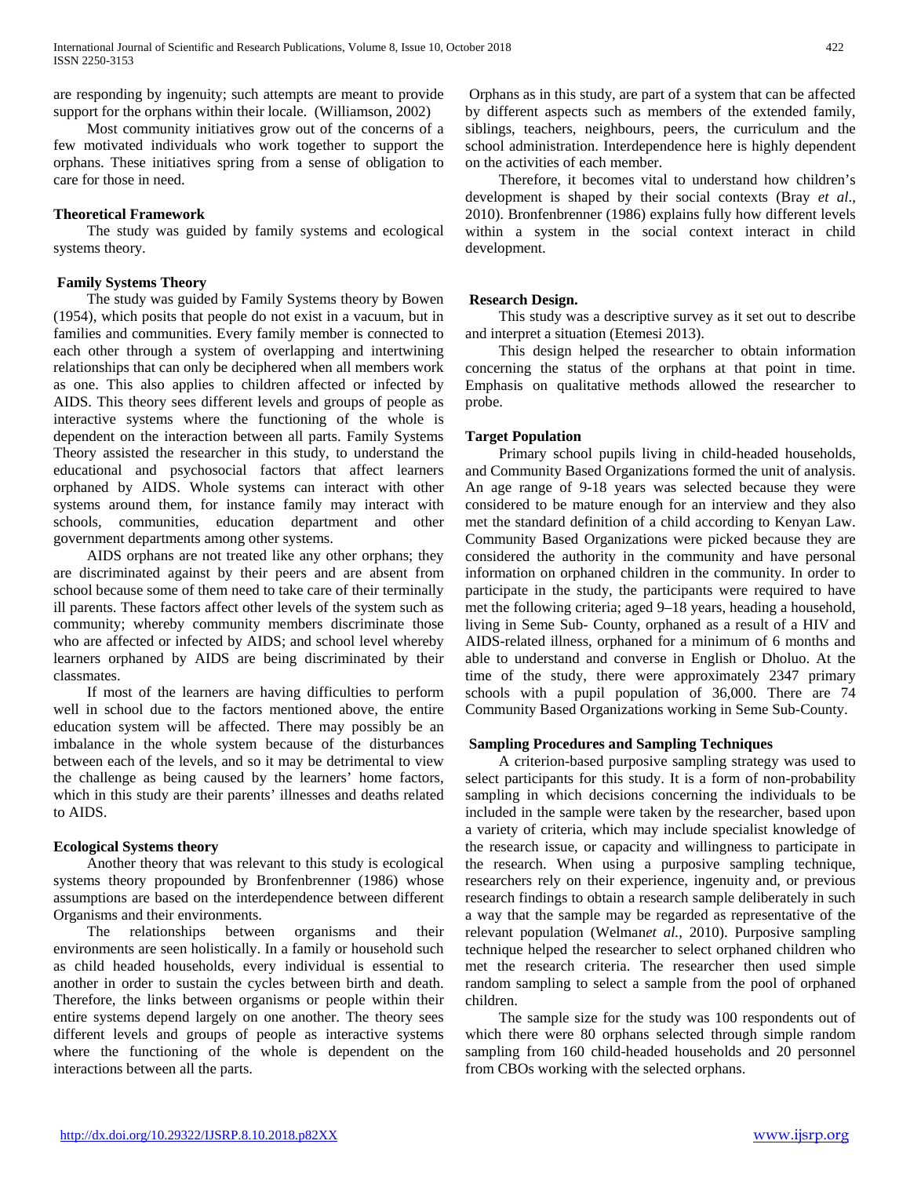are responding by ingenuity; such attempts are meant to provide support for the orphans within their locale. (Williamson, 2002)

Most community initiatives grow out of the concerns of a few motivated individuals who work together to support the orphans. These initiatives spring from a sense of obligation to care for those in need.

## Theoretical Framework

The study was guided by family systems and ecological systems theory.

### Family Systems Theory

The study was guided by Family Systems theory by Bowen (1954), which posits that people do not exist in a vacuum, but in families and communities. Every family member is connected to each other through a system of overlapping and intertwining relationships that can only be deciphered when all members work as one. This also applies to children affected or infected by AIDS. This theory sees different levels and groups of people as interactive systems where the functioning of the whole is dependent on the interaction between all parts. Family Systems Theory assisted the researcher in this study, to understand the educational and psychosocial factors that affect learners orphaned by AIDS. Whole systems can interact with other systems around them, for instance family may interact with schools, communities, education department and other government departments among other systems.

AIDS orphans are not treated like any other orphans; they are discriminated against by their peers and are absent from school because some of them need to take care of their terminally ill parents. These factors affect other levels of the system such as community; whereby community members discriminate those who are affected or infected by AIDS; and school level whereby learners orphaned by AIDS are being discriminated by their classmates.

If most of the learners are having difficulties to perform well in school due to the factors mentioned above, the entire education system will be affected. There may possibly be an imbalance in the whole system because of the disturbances between each of the levels, and so it may be detrimental to view the challenge as being caused by the learners' home factors, which in this study are their parents' illnesses and deaths related to AIDS.

### Ecological Systems theory

Another theory that was relevant to this study is ecological systems theory propounded by Bronfenbrenner (1986) whose assumptions are based on the interdependence between different Organisms and their environments.

The relationships between organisms and their environments are seen holistically. In a family or household such as child headed households, every individual is essential to another in order to sustain the cycles between birth and death. Therefore, the links between organisms or people within their entire systems depend largely on one another. The theory sees different levels and groups of people as interactive systems where the functioning of the whole is dependent on the interactions between all the parts.

Orphans as in this study, are part of a system that can be affected by different aspects such as members of the extended family, siblings, teachers, neighbours, peers, the curriculum and the school administration. Interdependence here is highly dependent on the activities of each member.

Therefore, it becomes vital to understand how children's development is shaped by their social contexts (Bray *et al*., 2010). Bronfenbrenner (1986) explains fully how different levels within a system in the social context interact in child development.

## Research Design.

This study was a descriptive survey as it set out to describe and interpret a situation (Etemesi 2013).

This design helped the researcher to obtain information concerning the status of the orphans at that point in time. Emphasis on qualitative methods allowed the researcher to probe.

## Target Population

Primary school pupils living in child-headed households, and Community Based Organizations formed the unit of analysis. An age range of 9-18 years was selected because they were considered to be mature enough for an interview and they also met the standard definition of a child according to Kenyan Law. Community Based Organizations were picked because they are considered the authority in the community and have personal information on orphaned children in the community. In order to participate in the study, the participants were required to have met the following criteria; aged 9–18 years, heading a household, living in Seme Sub- County, orphaned as a result of a HIV and AIDS-related illness, orphaned for a minimum of 6 months and able to understand and converse in English or Dholuo. At the time of the study, there were approximately 2347 primary schools with a pupil population of 36,000. There are 74 Community Based Organizations working in Seme Sub-County.

## Sampling Procedures and Sampling Techniques

A criterion-based purposive sampling strategy was used to select participants for this study. It is a form of non-probability sampling in which decisions concerning the individuals to be included in the sample were taken by the researcher, based upon a variety of criteria, which may include specialist knowledge of the research issue, or capacity and willingness to participate in the research. When using a purposive sampling technique, researchers rely on their experience, ingenuity and, or previous research findings to obtain a research sample deliberately in such a way that the sample may be regarded as representative of the relevant population (Welman*et al.*, 2010). Purposive sampling technique helped the researcher to select orphaned children who met the research criteria. The researcher then used simple random sampling to select a sample from the pool of orphaned children.

The sample size for the study was 100 respondents out of which there were 80 orphans selected through simple random sampling from 160 child-headed households and 20 personnel from CBOs working with the selected orphans.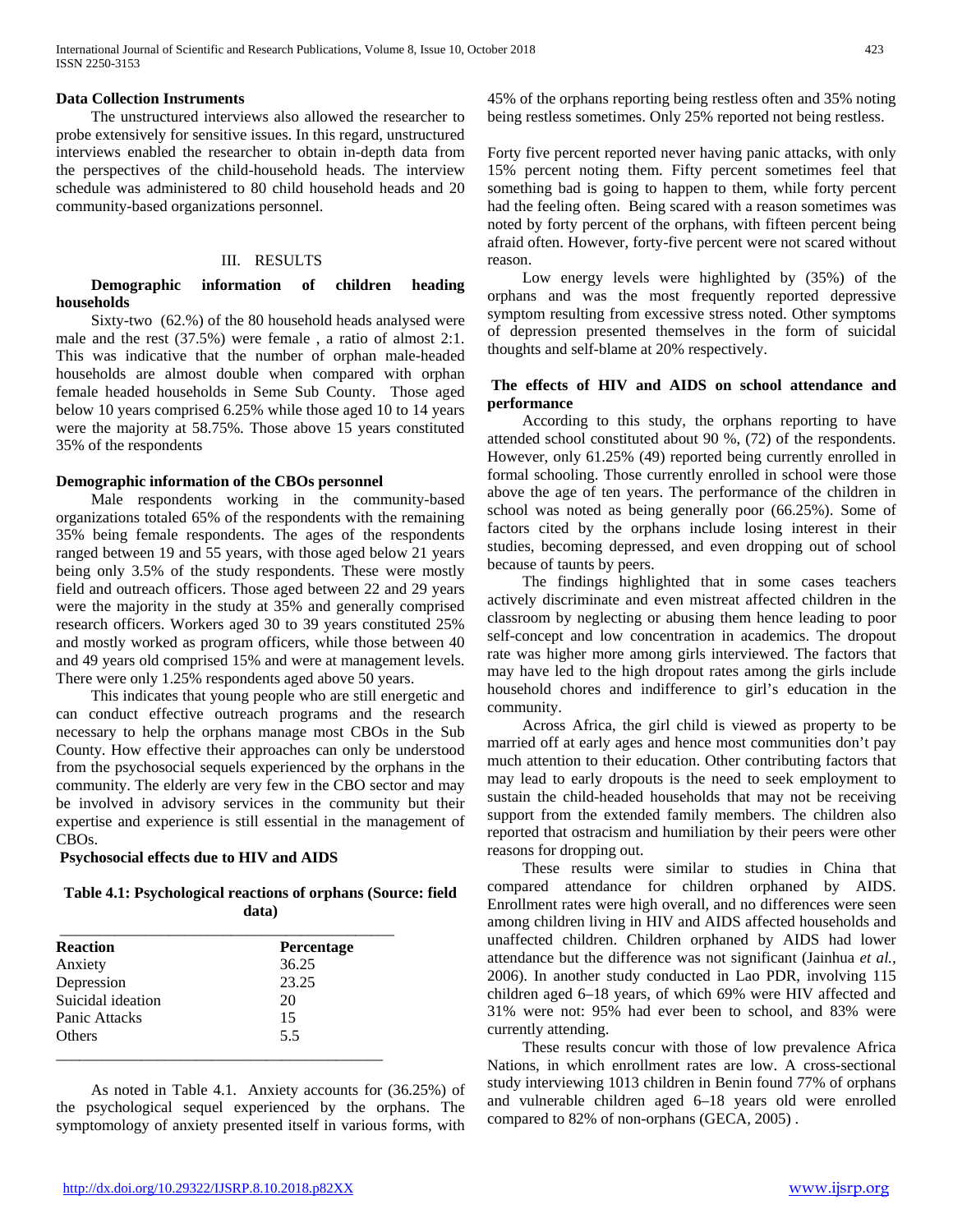### Data Collection Instruments

The unstructured interviews also allowed the researcher to probe extensively for sensitive issues. In this regard, unstructured interviews enabled the researcher to obtain in-depth data from the perspectives of the child-household heads. The interview schedule was administered to 80 child household heads and 20 community-based organizations personnel.

## III. RESULTS

### Demographic information of children heading households

Sixty-two (62.%) of the 80 household heads analysed were male and the rest (37.5%) were female , a ratio of almost 2:1. This was indicative that the number of orphan male-headed households are almost double when compared with orphan female headed households in Seme Sub County. Those aged below 10 years comprised 6.25% while those aged 10 to 14 years were the majority at 58.75%. Those above 15 years constituted 35% of the respondents

### Demographic information of the CBOs personnel

Male respondents working in the community-based organizations totaled 65% of the respondents with the remaining 35% being female respondents. The ages of the respondents ranged between 19 and 55 years, with those aged below 21 years being only 3.5% of the study respondents. These were mostly field and outreach officers. Those aged between 22 and 29 years were the majority in the study at 35% and generally comprised research officers. Workers aged 30 to 39 years constituted 25% and mostly worked as program officers, while those between 40 and 49 years old comprised 15% and were at management levels. There were only 1.25% respondents aged above 50 years.

This indicates that young people who are still energetic and can conduct effective outreach programs and the research necessary to help the orphans manage most CBOs in the Sub County. How effective their approaches can only be understood from the psychosocial sequels experienced by the orphans in the community. The elderly are very few in the CBO sector and may be involved in advisory services in the community but their expertise and experience is still essential in the management of CBOs.

### Psychosocial effects due to HIV and AIDS

**Table 4.1: Psychological reactions of orphans (Source: field data)**

| Reaction | Percentage |
|---|---|
| Anxiety | 36.25 |
| Depression | 23.25 |
| Suicidal ideation | 20 |
| Panic Attacks | 15 |
| Others | 5.5 |

As noted in Table 4.1. Anxiety accounts for (36.25%) of the psychological sequel experienced by the orphans. The symptomology of anxiety presented itself in various forms, with 45% of the orphans reporting being restless often and 35% noting being restless sometimes. Only 25% reported not being restless.

Forty five percent reported never having panic attacks, with only 15% percent noting them. Fifty percent sometimes feel that something bad is going to happen to them, while forty percent had the feeling often. Being scared with a reason sometimes was noted by forty percent of the orphans, with fifteen percent being afraid often. However, forty-five percent were not scared without reason.

Low energy levels were highlighted by (35%) of the orphans and was the most frequently reported depressive symptom resulting from excessive stress noted. Other symptoms of depression presented themselves in the form of suicidal thoughts and self-blame at 20% respectively.

### The effects of HIV and AIDS on school attendance and performance

According to this study, the orphans reporting to have attended school constituted about 90 %, (72) of the respondents. However, only 61.25% (49) reported being currently enrolled in formal schooling. Those currently enrolled in school were those above the age of ten years. The performance of the children in school was noted as being generally poor (66.25%). Some of factors cited by the orphans include losing interest in their studies, becoming depressed, and even dropping out of school because of taunts by peers.

The findings highlighted that in some cases teachers actively discriminate and even mistreat affected children in the classroom by neglecting or abusing them hence leading to poor self-concept and low concentration in academics. The dropout rate was higher more among girls interviewed. The factors that may have led to the high dropout rates among the girls include household chores and indifference to girl's education in the community.

Across Africa, the girl child is viewed as property to be married off at early ages and hence most communities don't pay much attention to their education. Other contributing factors that may lead to early dropouts is the need to seek employment to sustain the child-headed households that may not be receiving support from the extended family members. The children also reported that ostracism and humiliation by their peers were other reasons for dropping out.

These results were similar to studies in China that compared attendance for children orphaned by AIDS. Enrollment rates were high overall, and no differences were seen among children living in HIV and AIDS affected households and unaffected children. Children orphaned by AIDS had lower attendance but the difference was not significant (Jainhua *et al.,* 2006). In another study conducted in Lao PDR, involving 115 children aged 6–18 years, of which 69% were HIV affected and 31% were not: 95% had ever been to school, and 83% were currently attending.

These results concur with those of low prevalence Africa Nations, in which enrollment rates are low. A cross-sectional study interviewing 1013 children in Benin found 77% of orphans and vulnerable children aged 6–18 years old were enrolled compared to 82% of non-orphans (GECA, 2005) .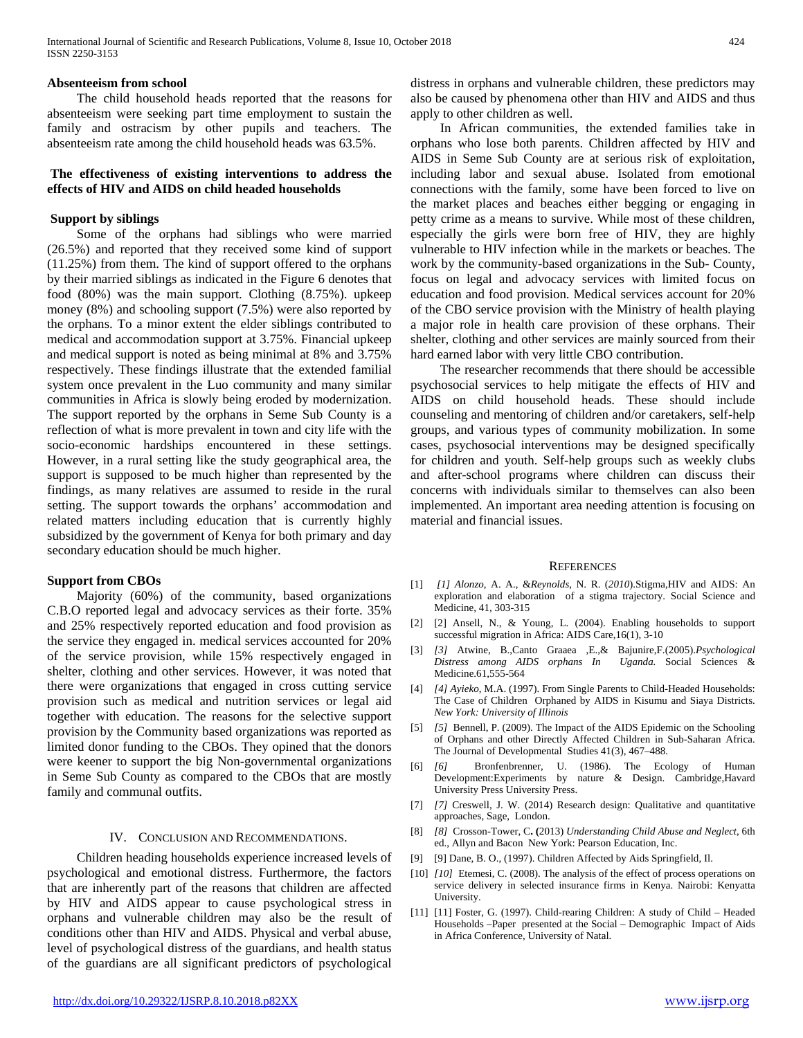### Absenteeism from school

The child household heads reported that the reasons for absenteeism were seeking part time employment to sustain the family and ostracism by other pupils and teachers. The absenteeism rate among the child household heads was 63.5%.

### The effectiveness of existing interventions to address the effects of HIV and AIDS on child headed households

### Support by siblings

Some of the orphans had siblings who were married (26.5%) and reported that they received some kind of support (11.25%) from them. The kind of support offered to the orphans by their married siblings as indicated in the Figure 6 denotes that food (80%) was the main support. Clothing (8.75%). upkeep money (8%) and schooling support (7.5%) were also reported by the orphans. To a minor extent the elder siblings contributed to medical and accommodation support at 3.75%. Financial upkeep and medical support is noted as being minimal at 8% and 3.75% respectively. These findings illustrate that the extended familial system once prevalent in the Luo community and many similar communities in Africa is slowly being eroded by modernization. The support reported by the orphans in Seme Sub County is a reflection of what is more prevalent in town and city life with the socio-economic hardships encountered in these settings. However, in a rural setting like the study geographical area, the support is supposed to be much higher than represented by the findings, as many relatives are assumed to reside in the rural setting. The support towards the orphans' accommodation and related matters including education that is currently highly subsidized by the government of Kenya for both primary and day secondary education should be much higher.

### Support from CBOs

Majority (60%) of the community, based organizations C.B.O reported legal and advocacy services as their forte. 35% and 25% respectively reported education and food provision as the service they engaged in. medical services accounted for 20% of the service provision, while 15% respectively engaged in shelter, clothing and other services. However, it was noted that there were organizations that engaged in cross cutting service provision such as medical and nutrition services or legal aid together with education. The reasons for the selective support provision by the Community based organizations was reported as limited donor funding to the CBOs. They opined that the donors were keener to support the big Non-governmental organizations in Seme Sub County as compared to the CBOs that are mostly family and communal outfits.

## IV. Conclusion and Recommendations.

Children heading households experience increased levels of psychological and emotional distress. Furthermore, the factors that are inherently part of the reasons that children are affected by HIV and AIDS appear to cause psychological stress in orphans and vulnerable children may also be the result of conditions other than HIV and AIDS. Physical and verbal abuse, level of psychological distress of the guardians, and health status of the guardians are all significant predictors of psychological distress in orphans and vulnerable children, these predictors may also be caused by phenomena other than HIV and AIDS and thus apply to other children as well.

In African communities, the extended families take in orphans who lose both parents. Children affected by HIV and AIDS in Seme Sub County are at serious risk of exploitation, including labor and sexual abuse. Isolated from emotional connections with the family, some have been forced to live on the market places and beaches either begging or engaging in petty crime as a means to survive. While most of these children, especially the girls were born free of HIV, they are highly vulnerable to HIV infection while in the markets or beaches. The work by the community-based organizations in the Sub- County, focus on legal and advocacy services with limited focus on education and food provision. Medical services account for 20% of the CBO service provision with the Ministry of health playing a major role in health care provision of these orphans. Their shelter, clothing and other services are mainly sourced from their hard earned labor with very little CBO contribution.

The researcher recommends that there should be accessible psychosocial services to help mitigate the effects of HIV and AIDS on child household heads. These should include counseling and mentoring of children and/or caretakers, self-help groups, and various types of community mobilization. In some cases, psychosocial interventions may be designed specifically for children and youth. Self-help groups such as weekly clubs and after-school programs where children can discuss their concerns with individuals similar to themselves can also been implemented. An important area needing attention is focusing on material and financial issues.

## References

[1] *[1] Alonzo*, A. A., &*Reynolds*, N. R. (*2010*).Stigma,HIV and AIDS: An exploration and elaboration of a stigma trajectory. Social Science and Medicine, 41, 303-315

[2] [2] Ansell, N., & Young, L. (2004). Enabling households to support successful migration in Africa: AIDS Care,16(1), 3-10

[3] *[3]* Atwine, B.,Canto Graaea ,E.,& Bajunire,F.(2005).*Psychological Distress among AIDS orphans In Uganda.* Social Sciences & Medicine.61,555-564

[4] *[4] Ayieko*, M.A. (1997). From Single Parents to Child-Headed Households: The Case of Children Orphaned by AIDS in Kisumu and Siaya Districts. *New York: University of Illinois*

[5] *[5]* Bennell, P. (2009). The Impact of the AIDS Epidemic on the Schooling of Orphans and other Directly Affected Children in Sub-Saharan Africa. The Journal of Developmental Studies 41(3), 467–488.

[6] *[6]* Bronfenbrenner, U. (1986). The Ecology of Human Development:Experiments by nature & Design. Cambridge,Havard University Press University Press.

[7] *[7]* Creswell, J. W. (2014) Research design: Qualitative and quantitative approaches, Sage, London.

[8] *[8]* Crosson-Tower, C**. (**2013) *Understanding Child Abuse and Neglect*, 6th ed., Allyn and Bacon New York: Pearson Education, Inc.

[9] [9] Dane, B. O., (1997). Children Affected by Aids Springfield, Il.

[10] *[10]* Etemesi, C. (2008). The analysis of the effect of process operations on service delivery in selected insurance firms in Kenya. Nairobi: Kenyatta University.

[11] [11] Foster, G. (1997). Child-rearing Children: A study of Child – Headed Households –Paper presented at the Social – Demographic Impact of Aids in Africa Conference, University of Natal.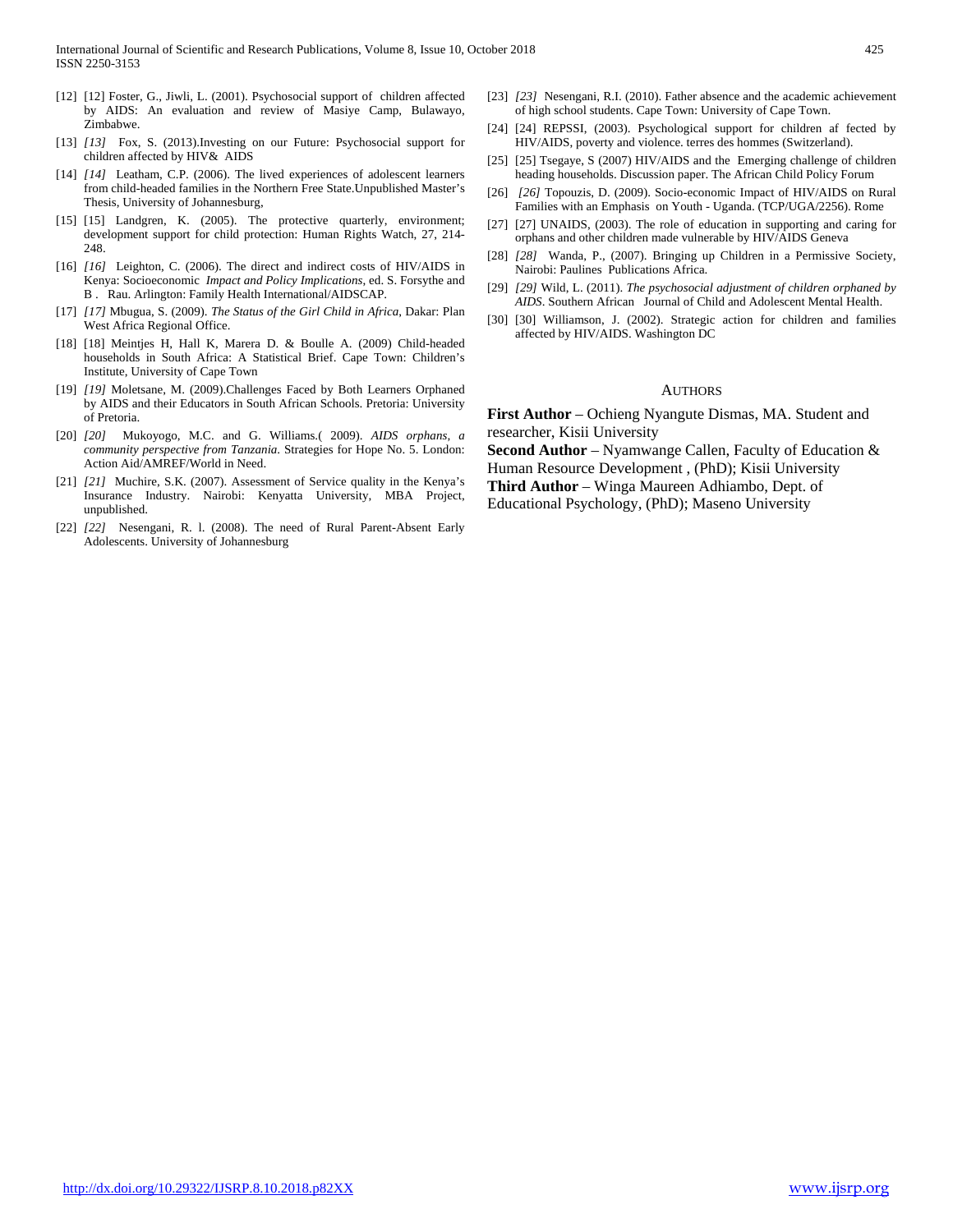[12] [12] Foster, G., Jiwli, L. (2001). Psychosocial support of children affected by AIDS: An evaluation and review of Masiye Camp, Bulawayo, Zimbabwe.

[13] *[13]* Fox, S. (2013).Investing on our Future: Psychosocial support for children affected by HIV& AIDS

[14] *[14]* Leatham, C.P. (2006). The lived experiences of adolescent learners from child-headed families in the Northern Free State.Unpublished Master's Thesis, University of Johannesburg,

[15] [15] Landgren, K. (2005). The protective quarterly, environment; development support for child protection: Human Rights Watch, 27, 214-248.

[16] *[16]* Leighton, C. (2006). The direct and indirect costs of HIV/AIDS in Kenya: Socioeconomic *Impact and Policy Implications*, ed. S. Forsythe and B . Rau. Arlington: Family Health International/AIDSCAP.

[17] *[17]* Mbugua, S. (2009). *The Status of the Girl Child in Africa*, Dakar: Plan West Africa Regional Office.

[18] [18] Meintjes H, Hall K, Marera D. & Boulle A. (2009) Child-headed households in South Africa: A Statistical Brief. Cape Town: Children's Institute, University of Cape Town

[19] *[19]* Moletsane, M. (2009).Challenges Faced by Both Learners Orphaned by AIDS and their Educators in South African Schools. Pretoria: University of Pretoria.

[20] *[20]* Mukoyogo, M.C. and G. Williams.( 2009). *AIDS orphans, a community perspective from Tanzania.* Strategies for Hope No. 5. London: Action Aid/AMREF/World in Need.

[21] *[21]* Muchire, S.K. (2007). Assessment of Service quality in the Kenya's Insurance Industry. Nairobi: Kenyatta University, MBA Project, unpublished.

[22] *[22]* Nesengani, R. l. (2008). The need of Rural Parent-Absent Early Adolescents. University of Johannesburg

[23] *[23]* Nesengani, R.I. (2010). Father absence and the academic achievement of high school students. Cape Town: University of Cape Town.

[24] [24] REPSSI, (2003). Psychological support for children af fected by HIV/AIDS, poverty and violence. terres des hommes (Switzerland).

[25] [25] Tsegaye, S (2007) HIV/AIDS and the Emerging challenge of children heading households. Discussion paper. The African Child Policy Forum

[26] *[26]* Topouzis, D. (2009). Socio-economic Impact of HIV/AIDS on Rural Families with an Emphasis on Youth - Uganda. (TCP/UGA/2256). Rome

[27] [27] UNAIDS, (2003). The role of education in supporting and caring for orphans and other children made vulnerable by HIV/AIDS Geneva

[28] *[28]* Wanda, P., (2007). Bringing up Children in a Permissive Society, Nairobi: Paulines Publications Africa.

[29] *[29]* Wild, L. (2011). *The psychosocial adjustment of children orphaned by AIDS*. Southern African Journal of Child and Adolescent Mental Health.

[30] [30] Williamson, J. (2002). Strategic action for children and families affected by HIV/AIDS. Washington DC

## AUTHORS

**First Author** – Ochieng Nyangute Dismas, MA. Student and researcher, Kisii University

**Second Author** – Nyamwange Callen, Faculty of Education & Human Resource Development , (PhD); Kisii University

**Third Author** – Winga Maureen Adhiambo, Dept. of Educational Psychology, (PhD); Maseno University